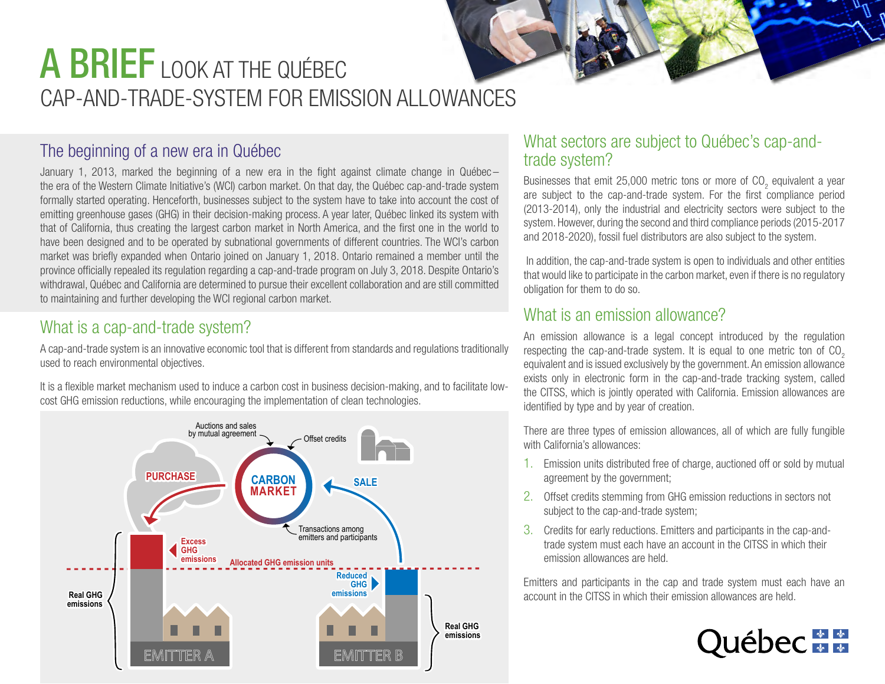# A BRIEF LOOK AT THE QUÉBEC CAP-AND-TRADE-SYSTEM FOR EMISSION ALLOWANCES

## The beginning of a new era in Québec

January 1, 2013, marked the beginning of a new era in the fight against climate change in Québec – the era of the Western Climate Initiative's (WCI) carbon market. On that day, the Québec cap-and-trade system formally started operating. Henceforth, businesses subject to the system have to take into account the cost of emitting greenhouse gases (GHG) in their decision-making process. A year later, Québec linked its system with that of California, thus creating the largest carbon market in North America, and the first one in the world to have been designed and to be operated by subnational governments of different countries. The WCI's carbon market was briefly expanded when Ontario joined on January 1, 2018. Ontario remained a member until the province officially repealed its regulation regarding a cap-and-trade program on July 3, 2018. Despite Ontario's withdrawal, Québec and California are determined to pursue their excellent collaboration and are still committed to maintaining and further developing the WCI regional carbon market.

## What is a cap-and-trade system?

A cap-and-trade system is an innovative economic tool that is different from standards and regulations traditionally used to reach environmental objectives.

It is a flexible market mechanism used to induce a carbon cost in business decision-making, and to facilitate low-cost GHG emission reductions, while encouraging the implementation of clean technologies.

Auctions and sales by mutual agreement

Offset credits

PURCHASE

CARBON MARKET

SALE

Transactions among emitters and participants

Excess GHG emissions

Allocated GHG emission units

Reduced GHG emissions

Real GHG emissions

Real GHG emissions

EMITTER A

EMITTER B

## What sectors are subject to Québec's cap-and-trade system?

Businesses that emit 25,000 metric tons or more of $CO_2$ equivalent a year are subject to the cap-and-trade system. For the first compliance period (2013-2014), only the industrial and electricity sectors were subject to the system. However, during the second and third compliance periods (2015-2017 and 2018-2020), fossil fuel distributors are also subject to the system.

In addition, the cap-and-trade system is open to individuals and other entities that would like to participate in the carbon market, even if there is no regulatory obligation for them to do so.

## What is an emission allowance?

An emission allowance is a legal concept introduced by the regulation respecting the cap-and-trade system. It is equal to one metric ton of $CO_2$ equivalent and is issued exclusively by the government. An emission allowance exists only in electronic form in the cap-and-trade tracking system, called the CITSS, which is jointly operated with California. Emission allowances are identified by type and by year of creation.

There are three types of emission allowances, all of which are fully fungible with California's allowances:

1. Emission units distributed free of charge, auctioned off or sold by mutual agreement by the government;
2. Offset credits stemming from GHG emission reductions in sectors not subject to the cap-and-trade system;
3. Credits for early reductions. Emitters and participants in the cap-and-trade system must each have an account in the CITSS in which their emission allowances are held.

Emitters and participants in the cap and trade system must each have an account in the CITSS in which their emission allowances are held.

Québec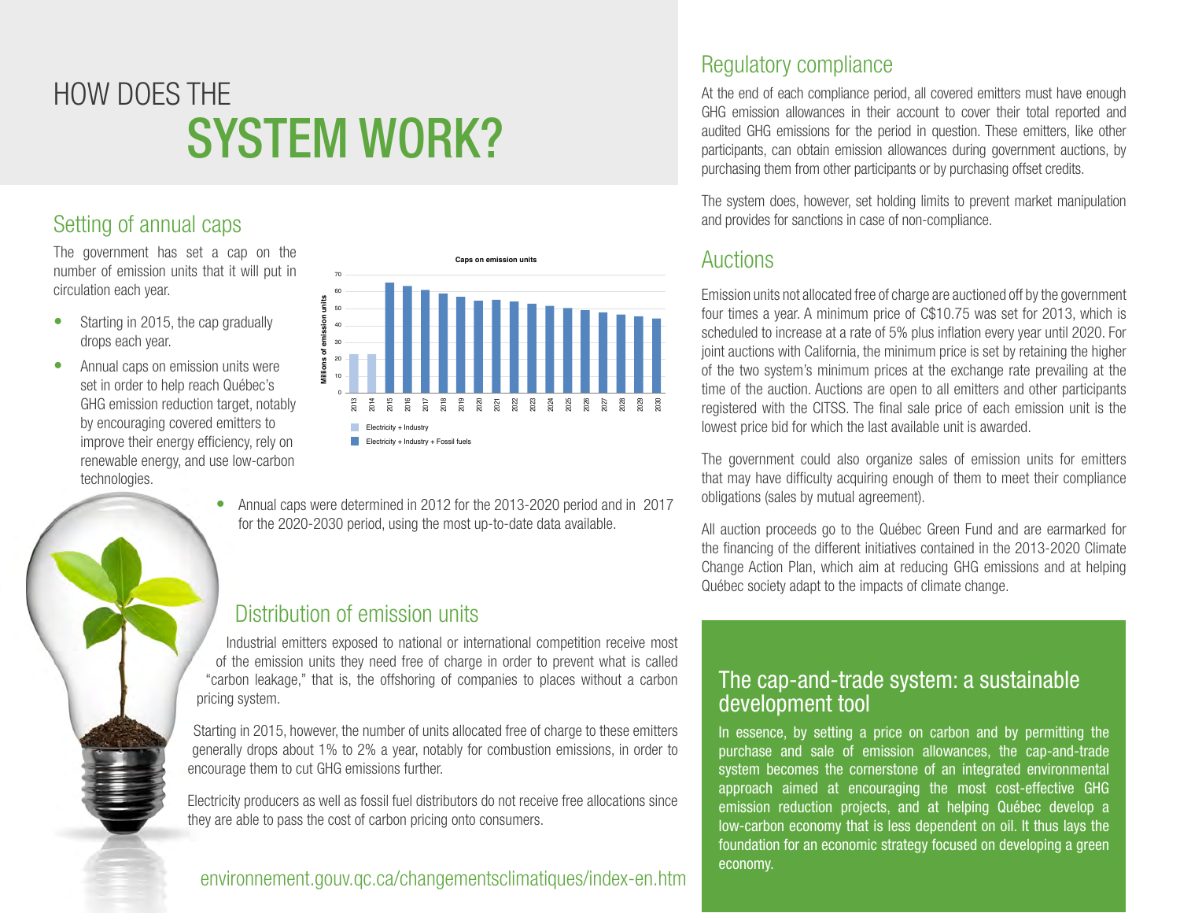# HOW DOES THE SYSTEM WORK?

## Setting of annual caps

The government has set a cap on the number of emission units that it will put in circulation each year.

- Starting in 2015, the cap gradually drops each year.
- Annual caps on emission units were set in order to help reach Québec's GHG emission reduction target, notably by encouraging covered emitters to improve their energy efficiency, rely on renewable energy, and use low-carbon technologies.

Caps on emission units

Millions of emission units

0
10
20
30
40
50
60
70

2013 2014 2015 2016 2017 2018 2019 2020 2021 2022 2023 2024 2025 2026 2027 2028 2029 2030

Electricity + Industry

Electricity + Industry + Fossil fuels

- Annual caps were determined in 2012 for the 2013-2020 period and in 2017 for the 2020-2030 period, using the most up-to-date data available.

## Distribution of emission units

Industrial emitters exposed to national or international competition receive most of the emission units they need free of charge in order to prevent what is called "carbon leakage," that is, the offshoring of companies to places without a carbon pricing system.

Starting in 2015, however, the number of units allocated free of charge to these emitters generally drops about 1% to 2% a year, notably for combustion emissions, in order to encourage them to cut GHG emissions further.

Electricity producers as well as fossil fuel distributors do not receive free allocations since they are able to pass the cost of carbon pricing onto consumers.

environnement.gouv.qc.ca/changementsclimatiques/index-en.htm

## Regulatory compliance

At the end of each compliance period, all covered emitters must have enough GHG emission allowances in their account to cover their total reported and audited GHG emissions for the period in question. These emitters, like other participants, can obtain emission allowances during government auctions, by purchasing them from other participants or by purchasing offset credits.

The system does, however, set holding limits to prevent market manipulation and provides for sanctions in case of non-compliance.

## Auctions

Emission units not allocated free of charge are auctioned off by the government four times a year. A minimum price of C$10.75 was set for 2013, which is scheduled to increase at a rate of 5% plus inflation every year until 2020. For joint auctions with California, the minimum price is set by retaining the higher of the two system's minimum prices at the exchange rate prevailing at the time of the auction. Auctions are open to all emitters and other participants registered with the CITSS. The final sale price of each emission unit is the lowest price bid for which the last available unit is awarded.

The government could also organize sales of emission units for emitters that may have difficulty acquiring enough of them to meet their compliance obligations (sales by mutual agreement).

All auction proceeds go to the Québec Green Fund and are earmarked for the financing of the different initiatives contained in the 2013-2020 Climate Change Action Plan, which aim at reducing GHG emissions and at helping Québec society adapt to the impacts of climate change.

## The cap-and-trade system: a sustainable development tool

In essence, by setting a price on carbon and by permitting the purchase and sale of emission allowances, the cap-and-trade system becomes the cornerstone of an integrated environmental approach aimed at encouraging the most cost-effective GHG emission reduction projects, and at helping Québec develop a low-carbon economy that is less dependent on oil. It thus lays the foundation for an economic strategy focused on developing a green economy.